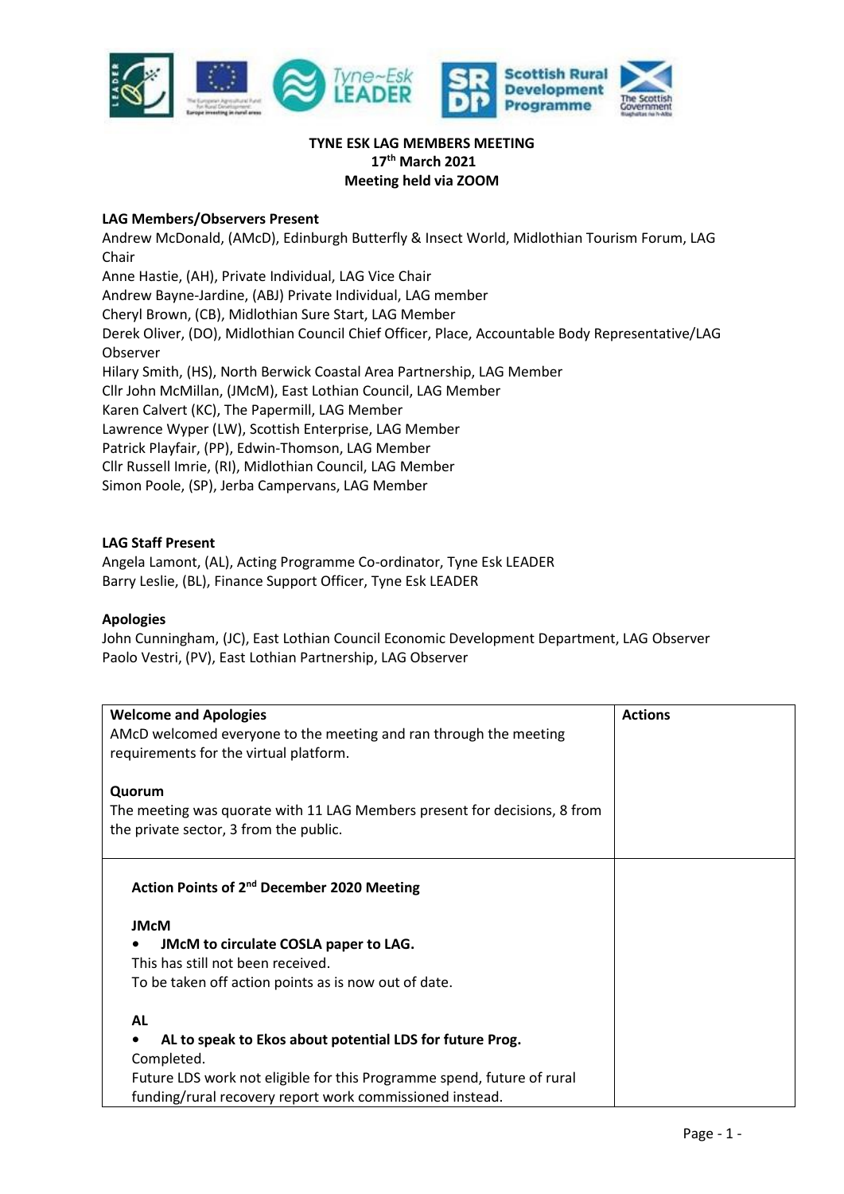**TYNE ESK LAG MEMBERS MEETING**
**17th March 2021**
**Meeting held via ZOOM**

**LAG Members/Observers Present**

Andrew McDonald, (AMcD), Edinburgh Butterfly & Insect World, Midlothian Tourism Forum, LAG Chair
Anne Hastie, (AH), Private Individual, LAG Vice Chair
Andrew Bayne-Jardine, (ABJ) Private Individual, LAG member
Cheryl Brown, (CB), Midlothian Sure Start, LAG Member
Derek Oliver, (DO), Midlothian Council Chief Officer, Place, Accountable Body Representative/LAG Observer
Hilary Smith, (HS), North Berwick Coastal Area Partnership, LAG Member
Cllr John McMillan, (JMcM), East Lothian Council, LAG Member
Karen Calvert (KC), The Papermill, LAG Member
Lawrence Wyper (LW), Scottish Enterprise, LAG Member
Patrick Playfair, (PP), Edwin-Thomson, LAG Member
Cllr Russell Imrie, (RI), Midlothian Council, LAG Member
Simon Poole, (SP), Jerba Campervans, LAG Member

**LAG Staff Present**

Angela Lamont, (AL), Acting Programme Co-ordinator, Tyne Esk LEADER
Barry Leslie, (BL), Finance Support Officer, Tyne Esk LEADER

**Apologies**

John Cunningham, (JC), East Lothian Council Economic Development Department, LAG Observer
Paolo Vestri, (PV), East Lothian Partnership, LAG Observer

| | **Actions** |
|---|---|
| **Welcome and Apologies**<br>AMcD welcomed everyone to the meeting and ran through the meeting requirements for the virtual platform.<br><br>**Quorum**<br>The meeting was quorate with 11 LAG Members present for decisions, 8 from the private sector, 3 from the public. | |
| **Action Points of 2nd December 2020 Meeting**<br><br>**JMcM**<br>• **JMcM to circulate COSLA paper to LAG.**<br>This has still not been received.<br>To be taken off action points as is now out of date.<br><br>**AL**<br>• **AL to speak to Ekos about potential LDS for future Prog.**<br>Completed.<br>Future LDS work not eligible for this Programme spend, future of rural funding/rural recovery report work commissioned instead. | |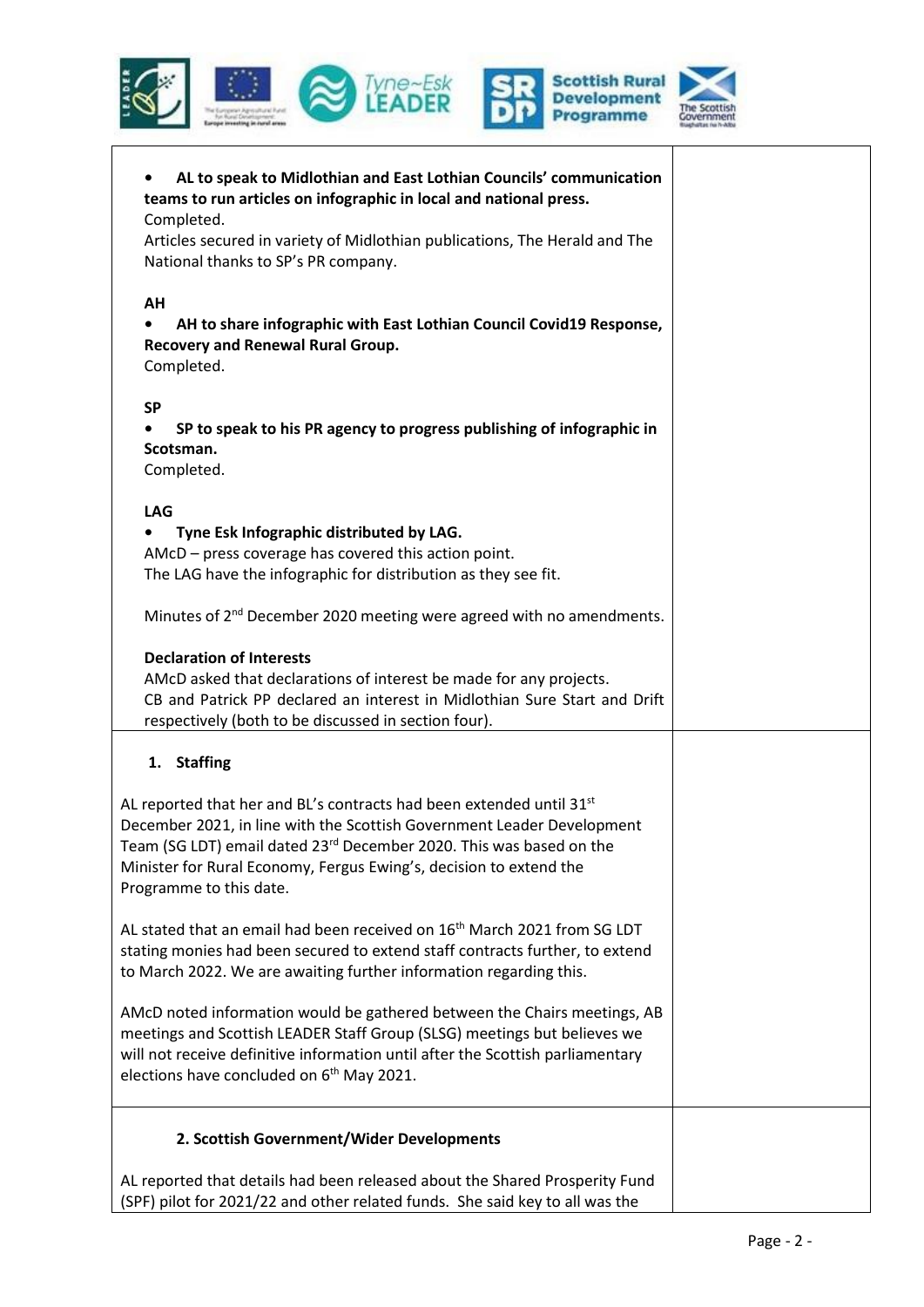- **AL to speak to Midlothian and East Lothian Councils' communication teams to run articles on infographic in local and national press.**

Completed.
Articles secured in variety of Midlothian publications, The Herald and The National thanks to SP's PR company.

**AH**

- **AH to share infographic with East Lothian Council Covid19 Response, Recovery and Renewal Rural Group.**

Completed.

**SP**

- **SP to speak to his PR agency to progress publishing of infographic in Scotsman.**

Completed.

**LAG**

- **Tyne Esk Infographic distributed by LAG.**

AMcD – press coverage has covered this action point.
The LAG have the infographic for distribution as they see fit.

Minutes of 2nd December 2020 meeting were agreed with no amendments.

**Declaration of Interests**
AMcD asked that declarations of interest be made for any projects.
CB and Patrick PP declared an interest in Midlothian Sure Start and Drift respectively (both to be discussed in section four).

**1. Staffing**

AL reported that her and BL's contracts had been extended until 31st December 2021, in line with the Scottish Government Leader Development Team (SG LDT) email dated 23rd December 2020. This was based on the Minister for Rural Economy, Fergus Ewing's, decision to extend the Programme to this date.

AL stated that an email had been received on 16th March 2021 from SG LDT stating monies had been secured to extend staff contracts further, to extend to March 2022. We are awaiting further information regarding this.

AMcD noted information would be gathered between the Chairs meetings, AB meetings and Scottish LEADER Staff Group (SLSG) meetings but believes we will not receive definitive information until after the Scottish parliamentary elections have concluded on 6th May 2021.

**2. Scottish Government/Wider Developments**

AL reported that details had been released about the Shared Prosperity Fund (SPF) pilot for 2021/22 and other related funds. She said key to all was the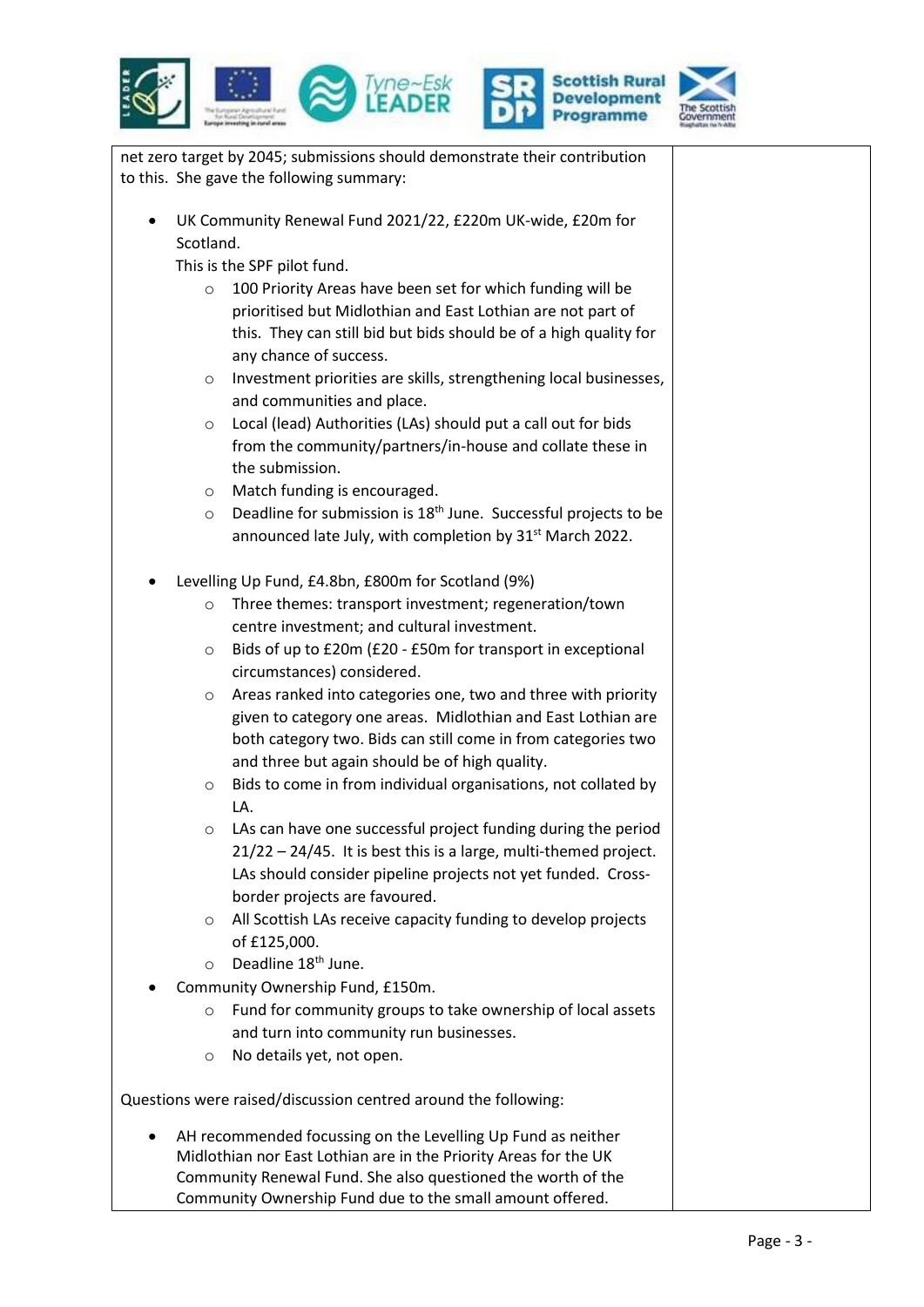net zero target by 2045; submissions should demonstrate their contribution to this. She gave the following summary:

- UK Community Renewal Fund 2021/22, £220m UK-wide, £20m for Scotland.
  This is the SPF pilot fund.
  - 100 Priority Areas have been set for which funding will be prioritised but Midlothian and East Lothian are not part of this. They can still bid but bids should be of a high quality for any chance of success.
  - Investment priorities are skills, strengthening local businesses, and communities and place.
  - Local (lead) Authorities (LAs) should put a call out for bids from the community/partners/in-house and collate these in the submission.
  - Match funding is encouraged.
  - Deadline for submission is 18th June. Successful projects to be announced late July, with completion by 31st March 2022.

- Levelling Up Fund, £4.8bn, £800m for Scotland (9%)
  - Three themes: transport investment; regeneration/town centre investment; and cultural investment.
  - Bids of up to £20m (£20 - £50m for transport in exceptional circumstances) considered.
  - Areas ranked into categories one, two and three with priority given to category one areas. Midlothian and East Lothian are both category two. Bids can still come in from categories two and three but again should be of high quality.
  - Bids to come in from individual organisations, not collated by LA.
  - LAs can have one successful project funding during the period 21/22 – 24/45. It is best this is a large, multi-themed project. LAs should consider pipeline projects not yet funded. Cross-border projects are favoured.
  - All Scottish LAs receive capacity funding to develop projects of £125,000.
  - Deadline 18th June.
- Community Ownership Fund, £150m.
  - Fund for community groups to take ownership of local assets and turn into community run businesses.
  - No details yet, not open.

Questions were raised/discussion centred around the following:

- AH recommended focussing on the Levelling Up Fund as neither Midlothian nor East Lothian are in the Priority Areas for the UK Community Renewal Fund. She also questioned the worth of the Community Ownership Fund due to the small amount offered.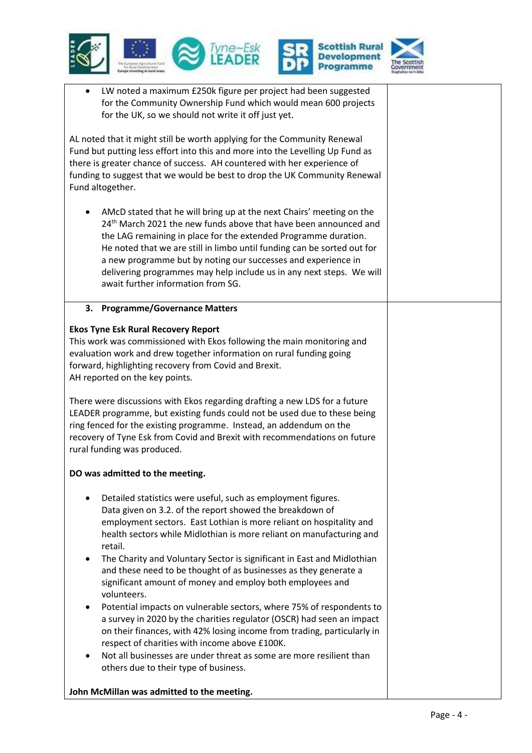- LW noted a maximum £250k figure per project had been suggested for the Community Ownership Fund which would mean 600 projects for the UK, so we should not write it off just yet.

AL noted that it might still be worth applying for the Community Renewal Fund but putting less effort into this and more into the Levelling Up Fund as there is greater chance of success. AH countered with her experience of funding to suggest that we would be best to drop the UK Community Renewal Fund altogether.

- AMcD stated that he will bring up at the next Chairs' meeting on the 24th March 2021 the new funds above that have been announced and the LAG remaining in place for the extended Programme duration. He noted that we are still in limbo until funding can be sorted out for a new programme but by noting our successes and experience in delivering programmes may help include us in any next steps. We will await further information from SG.

**3. Programme/Governance Matters**

**Ekos Tyne Esk Rural Recovery Report**

This work was commissioned with Ekos following the main monitoring and evaluation work and drew together information on rural funding going forward, highlighting recovery from Covid and Brexit.
AH reported on the key points.

There were discussions with Ekos regarding drafting a new LDS for a future LEADER programme, but existing funds could not be used due to these being ring fenced for the existing programme. Instead, an addendum on the recovery of Tyne Esk from Covid and Brexit with recommendations on future rural funding was produced.

**DO was admitted to the meeting.**

- Detailed statistics were useful, such as employment figures. Data given on 3.2. of the report showed the breakdown of employment sectors. East Lothian is more reliant on hospitality and health sectors while Midlothian is more reliant on manufacturing and retail.
- The Charity and Voluntary Sector is significant in East and Midlothian and these need to be thought of as businesses as they generate a significant amount of money and employ both employees and volunteers.
- Potential impacts on vulnerable sectors, where 75% of respondents to a survey in 2020 by the charities regulator (OSCR) had seen an impact on their finances, with 42% losing income from trading, particularly in respect of charities with income above £100K.
- Not all businesses are under threat as some are more resilient than others due to their type of business.

**John McMillan was admitted to the meeting.**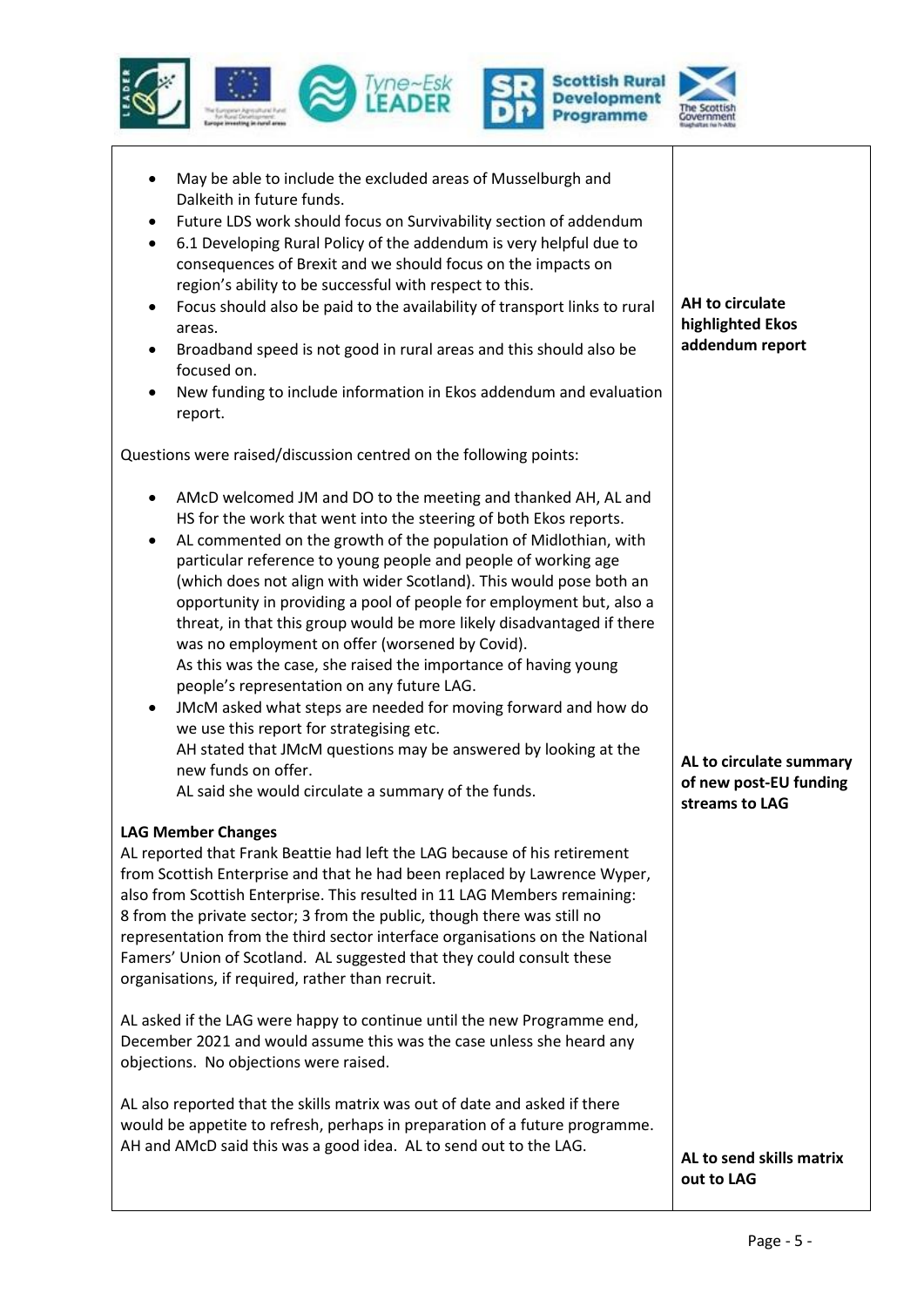| | |
|---|---|
| • May be able to include the excluded areas of Musselburgh and Dalkeith in future funds.<br>• Future LDS work should focus on Survivability section of addendum<br>• 6.1 Developing Rural Policy of the addendum is very helpful due to consequences of Brexit and we should focus on the impacts on region's ability to be successful with respect to this.<br>• Focus should also be paid to the availability of transport links to rural areas.<br>• Broadband speed is not good in rural areas and this should also be focused on.<br>• New funding to include information in Ekos addendum and evaluation report. | **AH to circulate highlighted Ekos addendum report** |
| Questions were raised/discussion centred on the following points:<br><br>• AMcD welcomed JM and DO to the meeting and thanked AH, AL and HS for the work that went into the steering of both Ekos reports.<br>• AL commented on the growth of the population of Midlothian, with particular reference to young people and people of working age (which does not align with wider Scotland). This would pose both an opportunity in providing a pool of people for employment but, also a threat, in that this group would be more likely disadvantaged if there was no employment on offer (worsened by Covid). As this was the case, she raised the importance of having young people's representation on any future LAG.<br>• JMcM asked what steps are needed for moving forward and how do we use this report for strategising etc. AH stated that JMcM questions may be answered by looking at the new funds on offer. AL said she would circulate a summary of the funds. | **AL to circulate summary of new post-EU funding streams to LAG** |
| **LAG Member Changes**<br>AL reported that Frank Beattie had left the LAG because of his retirement from Scottish Enterprise and that he had been replaced by Lawrence Wyper, also from Scottish Enterprise. This resulted in 11 LAG Members remaining: 8 from the private sector; 3 from the public, though there was still no representation from the third sector interface organisations on the National Famers' Union of Scotland. AL suggested that they could consult these organisations, if required, rather than recruit.<br><br>AL asked if the LAG were happy to continue until the new Programme end, December 2021 and would assume this was the case unless she heard any objections. No objections were raised.<br><br>AL also reported that the skills matrix was out of date and asked if there would be appetite to refresh, perhaps in preparation of a future programme. AH and AMcD said this was a good idea. AL to send out to the LAG. | **AL to send skills matrix out to LAG** |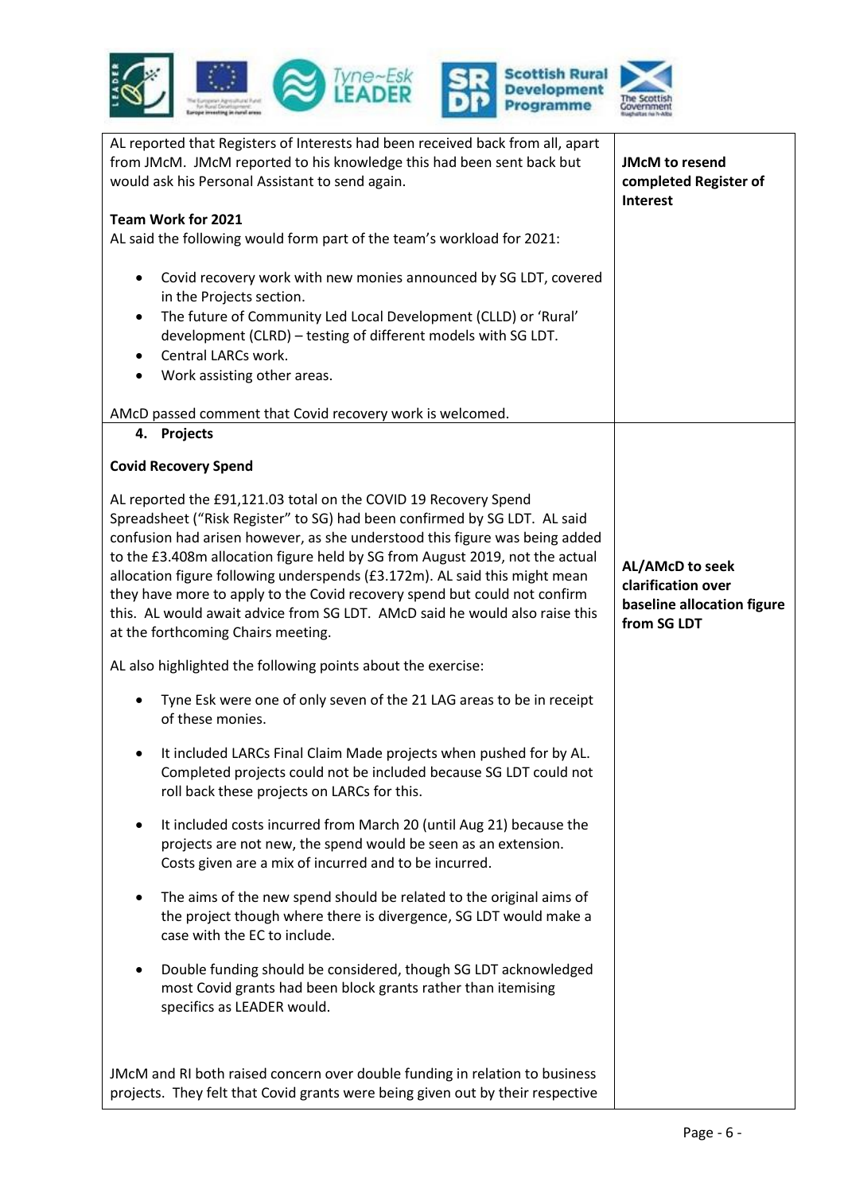| | |
|---|---|
| AL reported that Registers of Interests had been received back from all, apart from JMcM. JMcM reported to his knowledge this had been sent back but would ask his Personal Assistant to send again.<br><br>**Team Work for 2021**<br>AL said the following would form part of the team's workload for 2021:<br><br>• Covid recovery work with new monies announced by SG LDT, covered in the Projects section.<br>• The future of Community Led Local Development (CLLD) or 'Rural' development (CLRD) – testing of different models with SG LDT.<br>• Central LARCs work.<br>• Work assisting other areas.<br><br>AMcD passed comment that Covid recovery work is welcomed. | **JMcM to resend completed Register of Interest** |
| **4. Projects**<br><br>**Covid Recovery Spend**<br><br>AL reported the £91,121.03 total on the COVID 19 Recovery Spend Spreadsheet ("Risk Register" to SG) had been confirmed by SG LDT. AL said confusion had arisen however, as she understood this figure was being added to the £3.408m allocation figure held by SG from August 2019, not the actual allocation figure following underspends (£3.172m). AL said this might mean they have more to apply to the Covid recovery spend but could not confirm this. AL would await advice from SG LDT. AMcD said he would also raise this at the forthcoming Chairs meeting.<br><br>AL also highlighted the following points about the exercise:<br><br>• Tyne Esk were one of only seven of the 21 LAG areas to be in receipt of these monies.<br><br>• It included LARCs Final Claim Made projects when pushed for by AL. Completed projects could not be included because SG LDT could not roll back these projects on LARCs for this.<br><br>• It included costs incurred from March 20 (until Aug 21) because the projects are not new, the spend would be seen as an extension. Costs given are a mix of incurred and to be incurred.<br><br>• The aims of the new spend should be related to the original aims of the project though where there is divergence, SG LDT would make a case with the EC to include.<br><br>• Double funding should be considered, though SG LDT acknowledged most Covid grants had been block grants rather than itemising specifics as LEADER would.<br><br>JMcM and RI both raised concern over double funding in relation to business projects. They felt that Covid grants were being given out by their respective | **AL/AMcD to seek clarification over baseline allocation figure from SG LDT** |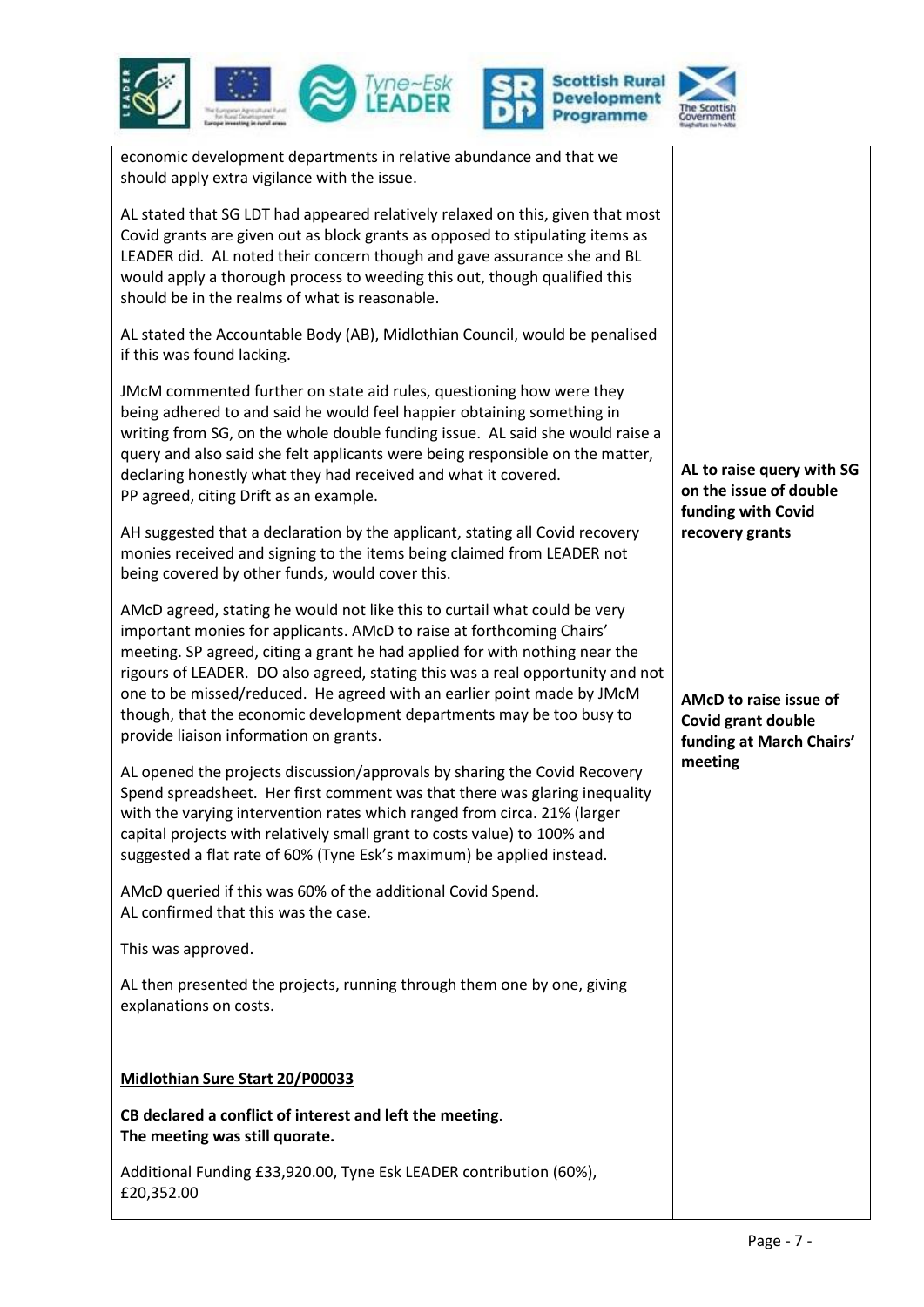economic development departments in relative abundance and that we should apply extra vigilance with the issue.

AL stated that SG LDT had appeared relatively relaxed on this, given that most Covid grants are given out as block grants as opposed to stipulating items as LEADER did. AL noted their concern though and gave assurance she and BL would apply a thorough process to weeding this out, though qualified this should be in the realms of what is reasonable.

AL stated the Accountable Body (AB), Midlothian Council, would be penalised if this was found lacking.

JMcM commented further on state aid rules, questioning how were they being adhered to and said he would feel happier obtaining something in writing from SG, on the whole double funding issue. AL said she would raise a query and also said she felt applicants were being responsible on the matter, declaring honestly what they had received and what it covered.
PP agreed, citing Drift as an example.

**AL to raise query with SG on the issue of double funding with Covid recovery grants**

AH suggested that a declaration by the applicant, stating all Covid recovery monies received and signing to the items being claimed from LEADER not being covered by other funds, would cover this.

AMcD agreed, stating he would not like this to curtail what could be very important monies for applicants. AMcD to raise at forthcoming Chairs' meeting. SP agreed, citing a grant he had applied for with nothing near the rigours of LEADER. DO also agreed, stating this was a real opportunity and not one to be missed/reduced. He agreed with an earlier point made by JMcM though, that the economic development departments may be too busy to provide liaison information on grants.

**AMcD to raise issue of Covid grant double funding at March Chairs' meeting**

AL opened the projects discussion/approvals by sharing the Covid Recovery Spend spreadsheet. Her first comment was that there was glaring inequality with the varying intervention rates which ranged from circa. 21% (larger capital projects with relatively small grant to costs value) to 100% and suggested a flat rate of 60% (Tyne Esk's maximum) be applied instead.

AMcD queried if this was 60% of the additional Covid Spend.
AL confirmed that this was the case.

This was approved.

AL then presented the projects, running through them one by one, giving explanations on costs.

**Midlothian Sure Start 20/P00033**

**CB declared a conflict of interest and left the meeting.**
**The meeting was still quorate.**

Additional Funding £33,920.00, Tyne Esk LEADER contribution (60%), £20,352.00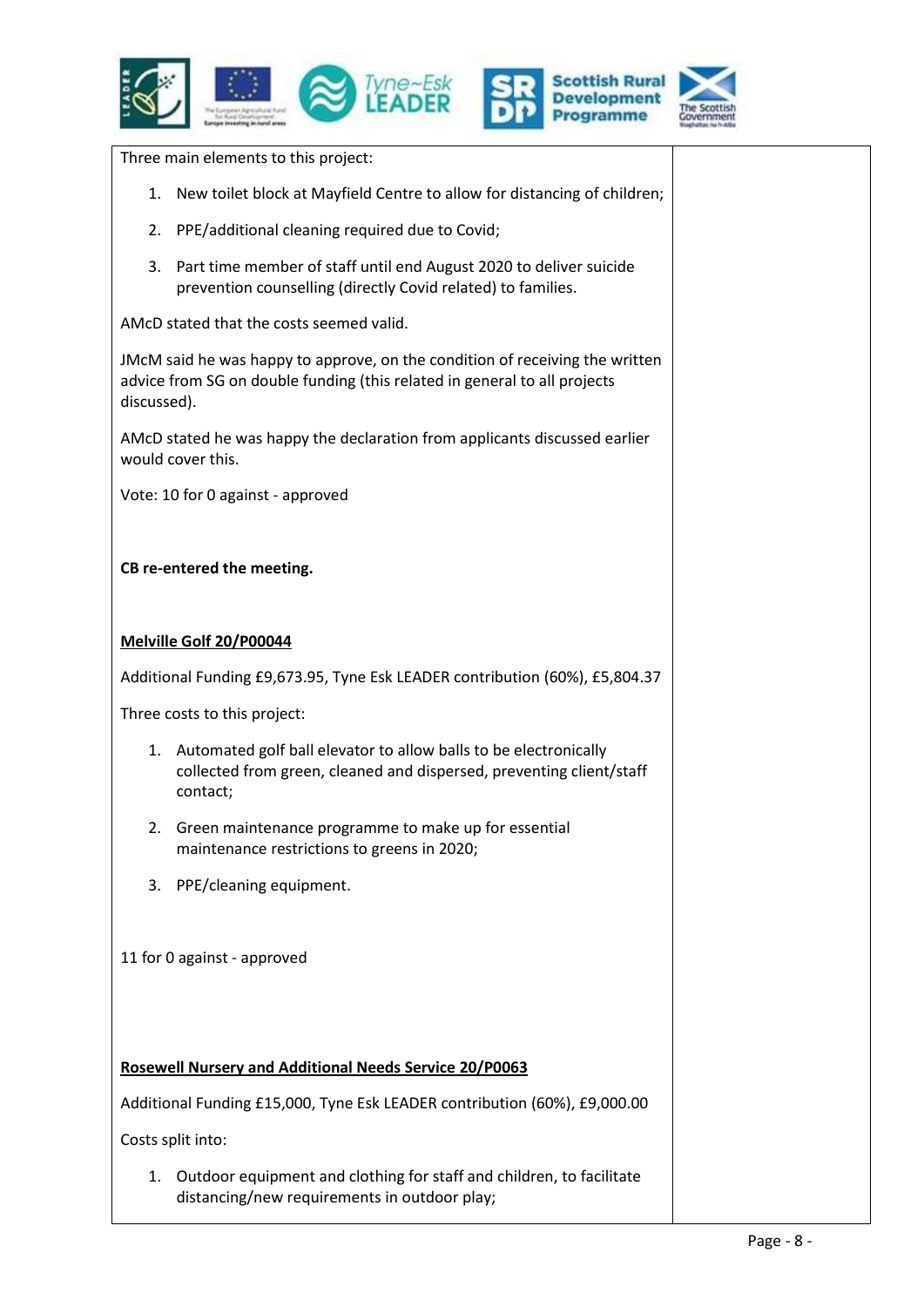Three main elements to this project:

1. New toilet block at Mayfield Centre to allow for distancing of children;
2. PPE/additional cleaning required due to Covid;
3. Part time member of staff until end August 2020 to deliver suicide prevention counselling (directly Covid related) to families.

AMcD stated that the costs seemed valid.

JMcM said he was happy to approve, on the condition of receiving the written advice from SG on double funding (this related in general to all projects discussed).

AMcD stated he was happy the declaration from applicants discussed earlier would cover this.

Vote: 10 for 0 against - approved

**CB re-entered the meeting.**

**Melville Golf 20/P00044**

Additional Funding £9,673.95, Tyne Esk LEADER contribution (60%), £5,804.37

Three costs to this project:

1. Automated golf ball elevator to allow balls to be electronically collected from green, cleaned and dispersed, preventing client/staff contact;
2. Green maintenance programme to make up for essential maintenance restrictions to greens in 2020;
3. PPE/cleaning equipment.

11 for 0 against - approved

**Rosewell Nursery and Additional Needs Service 20/P0063**

Additional Funding £15,000, Tyne Esk LEADER contribution (60%), £9,000.00

Costs split into:

1. Outdoor equipment and clothing for staff and children, to facilitate distancing/new requirements in outdoor play;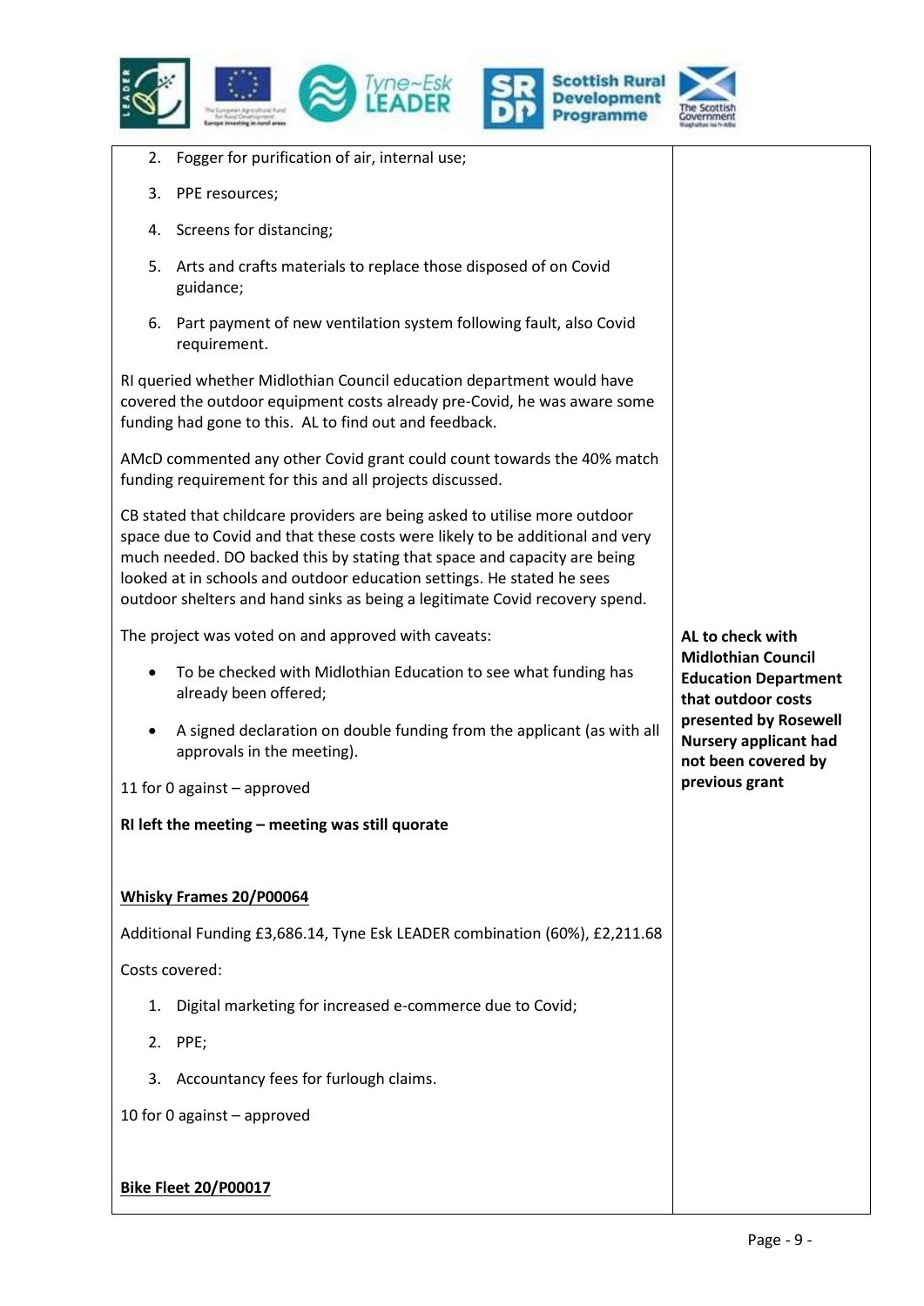| | |
|---|---|
| 2. Fogger for purification of air, internal use;<br>3. PPE resources;<br>4. Screens for distancing;<br>5. Arts and crafts materials to replace those disposed of on Covid guidance;<br>6. Part payment of new ventilation system following fault, also Covid requirement.<br><br>RI queried whether Midlothian Council education department would have covered the outdoor equipment costs already pre-Covid, he was aware some funding had gone to this. AL to find out and feedback.<br><br>AMcD commented any other Covid grant could count towards the 40% match funding requirement for this and all projects discussed.<br><br>CB stated that childcare providers are being asked to utilise more outdoor space due to Covid and that these costs were likely to be additional and very much needed. DO backed this by stating that space and capacity are being looked at in schools and outdoor education settings. He stated he sees outdoor shelters and hand sinks as being a legitimate Covid recovery spend. | |
| The project was voted on and approved with caveats:<br><br>• To be checked with Midlothian Education to see what funding has already been offered;<br>• A signed declaration on double funding from the applicant (as with all approvals in the meeting).<br><br>11 for 0 against – approved<br><br>**RI left the meeting – meeting was still quorate**<br><br>**Whisky Frames 20/P00064**<br><br>Additional Funding £3,686.14, Tyne Esk LEADER combination (60%), £2,211.68<br><br>Costs covered:<br><br>1. Digital marketing for increased e-commerce due to Covid;<br>2. PPE;<br>3. Accountancy fees for furlough claims.<br><br>10 for 0 against – approved<br><br>**Bike Fleet 20/P00017** | **AL to check with Midlothian Council Education Department that outdoor costs presented by Rosewell Nursery applicant had not been covered by previous grant** |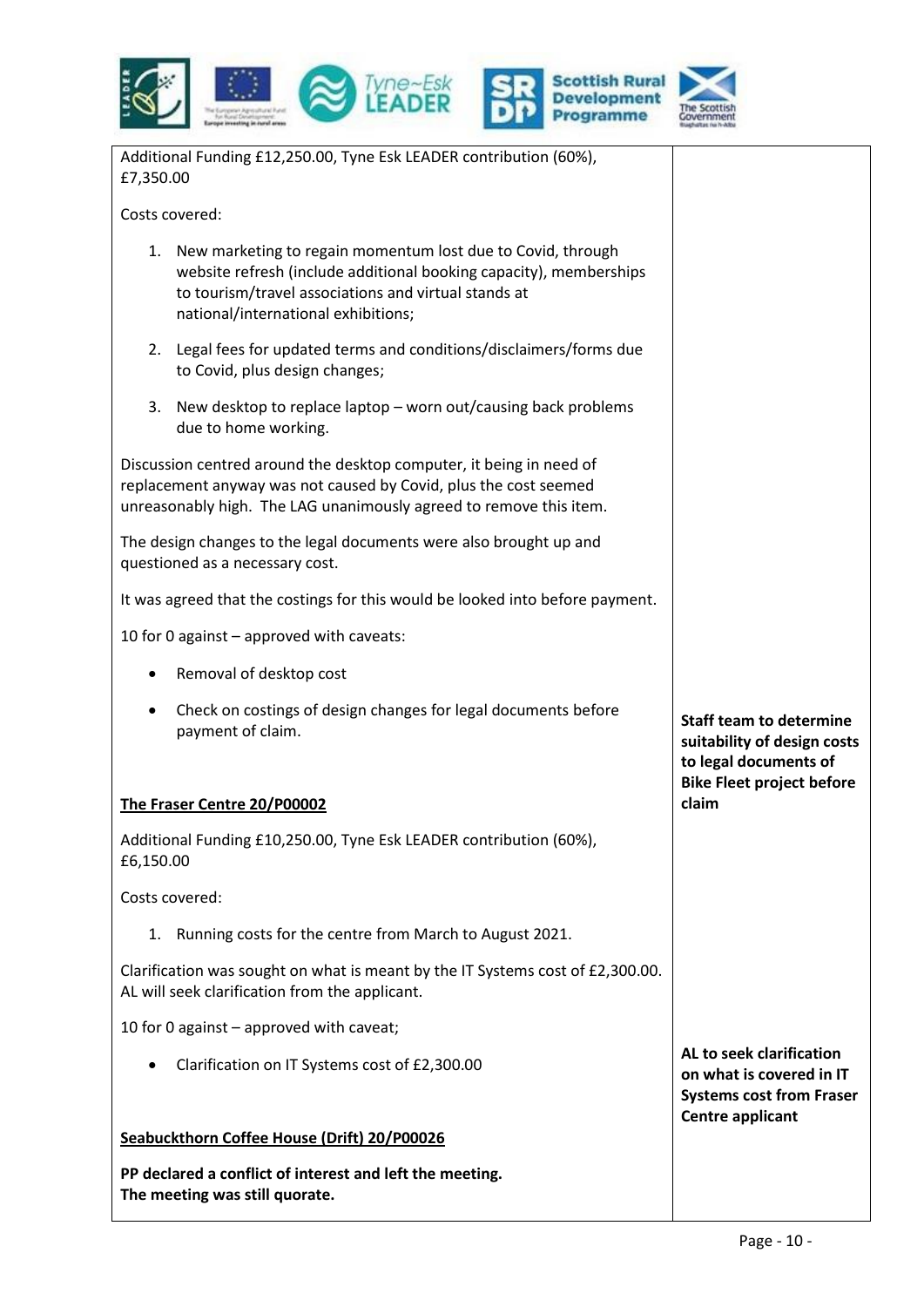| | |
|---|---|
| Additional Funding £12,250.00, Tyne Esk LEADER contribution (60%), £7,350.00<br><br>Costs covered:<br><br>1. New marketing to regain momentum lost due to Covid, through website refresh (include additional booking capacity), memberships to tourism/travel associations and virtual stands at national/international exhibitions;<br>2. Legal fees for updated terms and conditions/disclaimers/forms due to Covid, plus design changes;<br>3. New desktop to replace laptop – worn out/causing back problems due to home working.<br><br>Discussion centred around the desktop computer, it being in need of replacement anyway was not caused by Covid, plus the cost seemed unreasonably high. The LAG unanimously agreed to remove this item.<br><br>The design changes to the legal documents were also brought up and questioned as a necessary cost.<br><br>It was agreed that the costings for this would be looked into before payment.<br><br>10 for 0 against – approved with caveats:<br><br>• Removal of desktop cost<br>• Check on costings of design changes for legal documents before payment of claim. | **Staff team to determine suitability of design costs to legal documents of Bike Fleet project before claim** |
| **<u>The Fraser Centre 20/P00002</u>**<br><br>Additional Funding £10,250.00, Tyne Esk LEADER contribution (60%), £6,150.00<br><br>Costs covered:<br><br>1. Running costs for the centre from March to August 2021.<br><br>Clarification was sought on what is meant by the IT Systems cost of £2,300.00. AL will seek clarification from the applicant.<br><br>10 for 0 against – approved with caveat;<br><br>• Clarification on IT Systems cost of £2,300.00 | **AL to seek clarification on what is covered in IT Systems cost from Fraser Centre applicant** |
| **<u>Seabuckthorn Coffee House (Drift) 20/P00026</u>**<br><br>**PP declared a conflict of interest and left the meeting.**<br>**The meeting was still quorate.** | |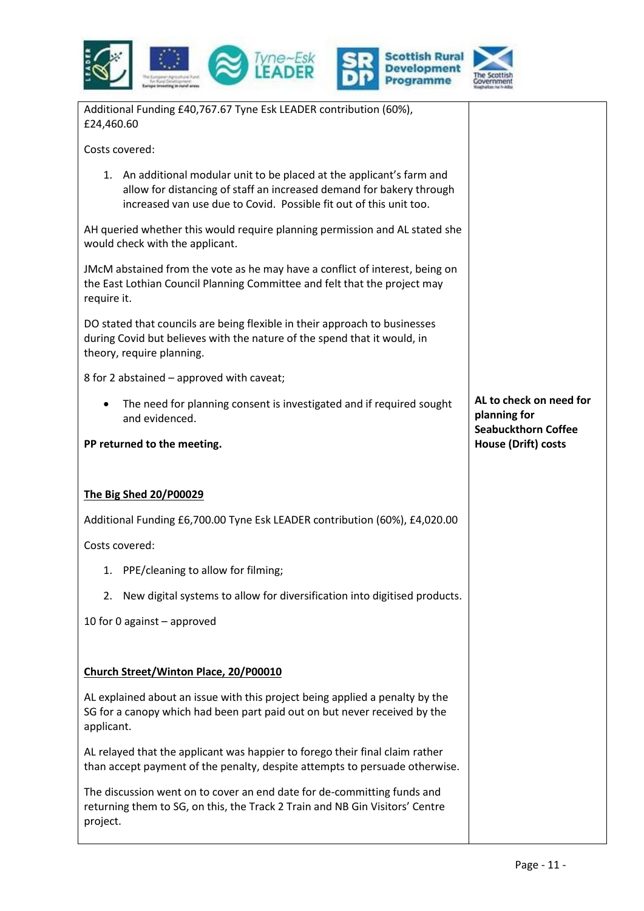| | |
|---|---|
| Additional Funding £40,767.67 Tyne Esk LEADER contribution (60%), £24,460.60<br><br>Costs covered:<br><br>1. An additional modular unit to be placed at the applicant's farm and allow for distancing of staff an increased demand for bakery through increased van use due to Covid. Possible fit out of this unit too.<br><br>AH queried whether this would require planning permission and AL stated she would check with the applicant.<br><br>JMcM abstained from the vote as he may have a conflict of interest, being on the East Lothian Council Planning Committee and felt that the project may require it.<br><br>DO stated that councils are being flexible in their approach to businesses during Covid but believes with the nature of the spend that it would, in theory, require planning.<br><br>8 for 2 abstained – approved with caveat;<br><br>• The need for planning consent is investigated and if required sought and evidenced.<br><br>**PP returned to the meeting.** | **AL to check on need for planning for Seabuckthorn Coffee House (Drift) costs** |
| **The Big Shed 20/P00029**<br><br>Additional Funding £6,700.00 Tyne Esk LEADER contribution (60%), £4,020.00<br><br>Costs covered:<br><br>1. PPE/cleaning to allow for filming;<br>2. New digital systems to allow for diversification into digitised products.<br><br>10 for 0 against – approved | |
| **Church Street/Winton Place, 20/P00010**<br><br>AL explained about an issue with this project being applied a penalty by the SG for a canopy which had been part paid out on but never received by the applicant.<br><br>AL relayed that the applicant was happier to forego their final claim rather than accept payment of the penalty, despite attempts to persuade otherwise.<br><br>The discussion went on to cover an end date for de-committing funds and returning them to SG, on this, the Track 2 Train and NB Gin Visitors' Centre project. | |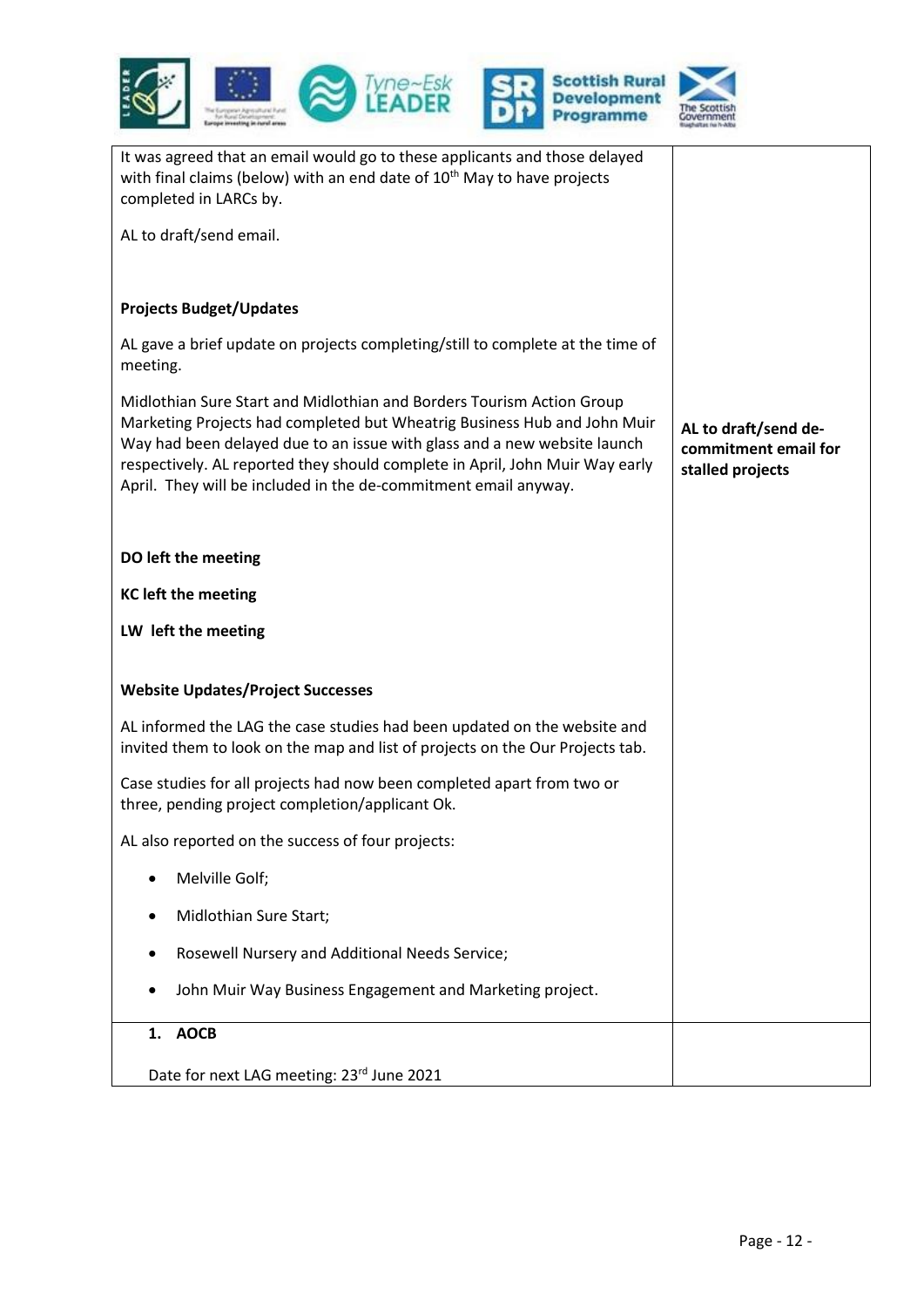| | |
|---|---|
| It was agreed that an email would go to these applicants and those delayed with final claims (below) with an end date of 10th May to have projects completed in LARCs by.<br><br>AL to draft/send email.<br><br>**Projects Budget/Updates**<br><br>AL gave a brief update on projects completing/still to complete at the time of meeting.<br><br>Midlothian Sure Start and Midlothian and Borders Tourism Action Group Marketing Projects had completed but Wheatrig Business Hub and John Muir Way had been delayed due to an issue with glass and a new website launch respectively. AL reported they should complete in April, John Muir Way early April. They will be included in the de-commitment email anyway.<br><br>**DO left the meeting**<br><br>**KC left the meeting**<br><br>**LW left the meeting**<br><br>**Website Updates/Project Successes**<br><br>AL informed the LAG the case studies had been updated on the website and invited them to look on the map and list of projects on the Our Projects tab.<br><br>Case studies for all projects had now been completed apart from two or three, pending project completion/applicant Ok.<br><br>AL also reported on the success of four projects:<br><br>• Melville Golf;<br>• Midlothian Sure Start;<br>• Rosewell Nursery and Additional Needs Service;<br>• John Muir Way Business Engagement and Marketing project. | **AL to draft/send de-commitment email for stalled projects** |
| **1. AOCB**<br><br>Date for next LAG meeting: 23rd June 2021 | |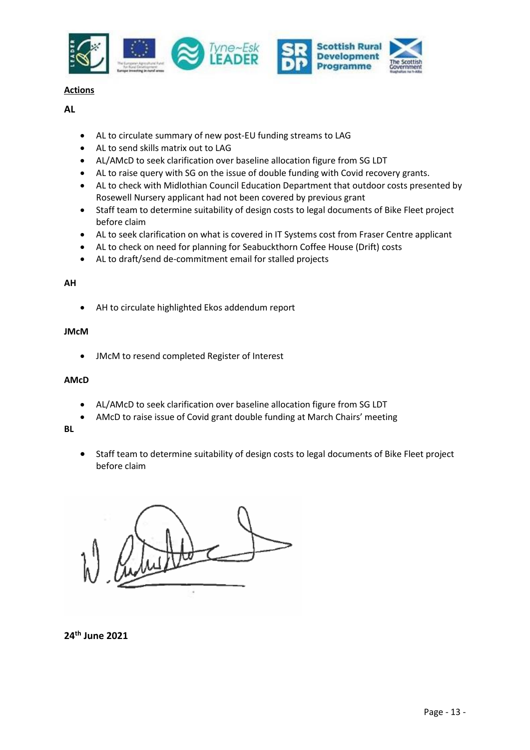**Actions**

**AL**

- AL to circulate summary of new post-EU funding streams to LAG
- AL to send skills matrix out to LAG
- AL/AMcD to seek clarification over baseline allocation figure from SG LDT
- AL to raise query with SG on the issue of double funding with Covid recovery grants.
- AL to check with Midlothian Council Education Department that outdoor costs presented by Rosewell Nursery applicant had not been covered by previous grant
- Staff team to determine suitability of design costs to legal documents of Bike Fleet project before claim
- AL to seek clarification on what is covered in IT Systems cost from Fraser Centre applicant
- AL to check on need for planning for Seabuckthorn Coffee House (Drift) costs
- AL to draft/send de-commitment email for stalled projects

**AH**

- AH to circulate highlighted Ekos addendum report

**JMcM**

- JMcM to resend completed Register of Interest

**AMcD**

- AL/AMcD to seek clarification over baseline allocation figure from SG LDT
- AMcD to raise issue of Covid grant double funding at March Chairs' meeting

**BL**

- Staff team to determine suitability of design costs to legal documents of Bike Fleet project before claim

**24th June 2021**